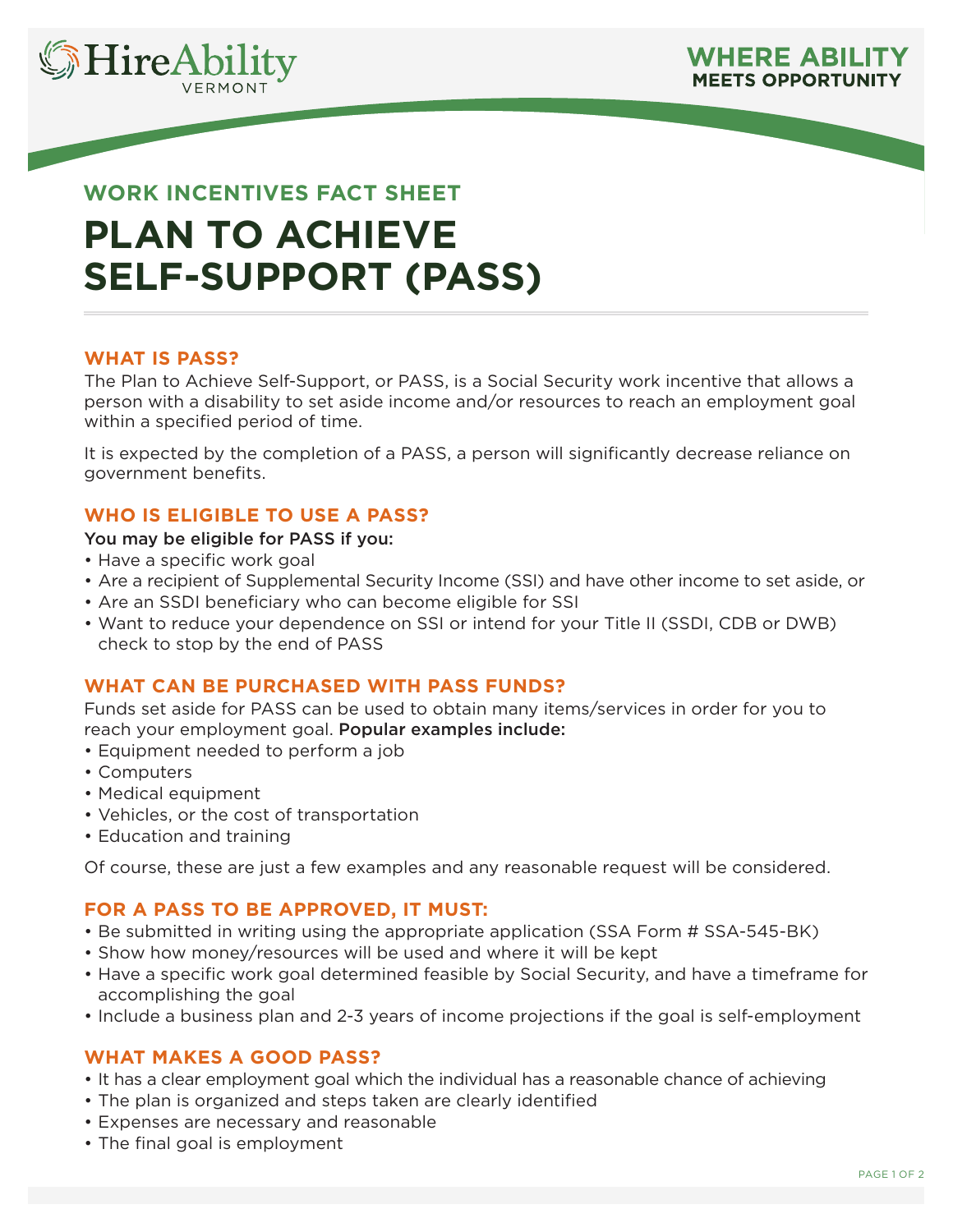HireAbility VERMONT

**WHERE ABILITY MEETS OPPORTUNITY**

## WORK INCENTIVES FACT SHEET

# PLAN TO ACHIEVE SELF-SUPPORT (PASS)

### WHAT IS PASS?

The Plan to Achieve Self-Support, or PASS, is a Social Security work incentive that allows a person with a disability to set aside income and/or resources to reach an employment goal within a specified period of time.

It is expected by the completion of a PASS, a person will significantly decrease reliance on government benefits.

### WHO IS ELIGIBLE TO USE A PASS?

**You may be eligible for PASS if you:**

- Have a specific work goal
- Are a recipient of Supplemental Security Income (SSI) and have other income to set aside, or
- Are an SSDI beneficiary who can become eligible for SSI
- Want to reduce your dependence on SSI or intend for your Title II (SSDI, CDB or DWB) check to stop by the end of PASS

### WHAT CAN BE PURCHASED WITH PASS FUNDS?

Funds set aside for PASS can be used to obtain many items/services in order for you to reach your employment goal. **Popular examples include:**

- Equipment needed to perform a job
- Computers
- Medical equipment
- Vehicles, or the cost of transportation
- Education and training

Of course, these are just a few examples and any reasonable request will be considered.

### FOR A PASS TO BE APPROVED, IT MUST:

- Be submitted in writing using the appropriate application (SSA Form # SSA-545-BK)
- Show how money/resources will be used and where it will be kept
- Have a specific work goal determined feasible by Social Security, and have a timeframe for accomplishing the goal
- Include a business plan and 2-3 years of income projections if the goal is self-employment

### WHAT MAKES A GOOD PASS?

- It has a clear employment goal which the individual has a reasonable chance of achieving
- The plan is organized and steps taken are clearly identified
- Expenses are necessary and reasonable
- The final goal is employment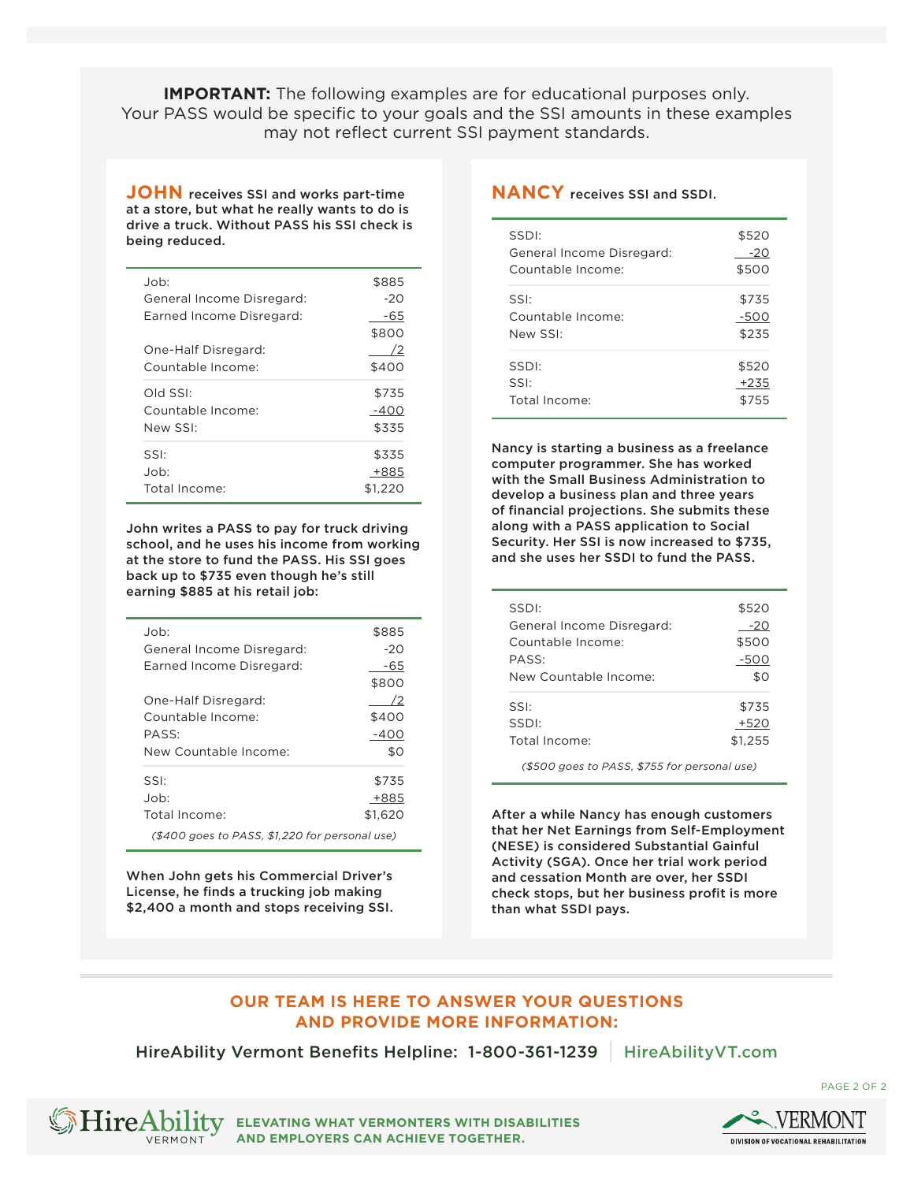**IMPORTANT:** The following examples are for educational purposes only. Your PASS would be specific to your goals and the SSI amounts in these examples may not reflect current SSI payment standards.

## JOHN

**receives SSI and works part-time at a store, but what he really wants to do is drive a truck. Without PASS his SSI check is being reduced.**

| | |
|---|---|
| Job: | $885 |
| General Income Disregard: | -20 |
| Earned Income Disregard: | -65 |
| | $800 |
| One-Half Disregard: | /2 |
| Countable Income: | $400 |
| Old SSI: | $735 |
| Countable Income: | -400 |
| New SSI: | $335 |
| SSI: | $335 |
| Job: | +885 |
| Total Income: | $1,220 |

**John writes a PASS to pay for truck driving school, and he uses his income from working at the store to fund the PASS. His SSI goes back up to $735 even though he's still earning $885 at his retail job:**

| | |
|---|---|
| Job: | $885 |
| General Income Disregard: | -20 |
| Earned Income Disregard: | -65 |
| | $800 |
| One-Half Disregard: | /2 |
| Countable Income: | $400 |
| PASS: | -400 |
| New Countable Income: | $0 |
| SSI: | $735 |
| Job: | +885 |
| Total Income: | $1,620 |

*($400 goes to PASS, $1,220 for personal use)*

**When John gets his Commercial Driver's License, he finds a trucking job making $2,400 a month and stops receiving SSI.**

## NANCY

**receives SSI and SSDI.**

| | |
|---|---|
| SSDI: | $520 |
| General Income Disregard: | -20 |
| Countable Income: | $500 |
| SSI: | $735 |
| Countable Income: | -500 |
| New SSI: | $235 |
| SSDI: | $520 |
| SSI: | +235 |
| Total Income: | $755 |

**Nancy is starting a business as a freelance computer programmer. She has worked with the Small Business Administration to develop a business plan and three years of financial projections. She submits these along with a PASS application to Social Security. Her SSI is now increased to $735, and she uses her SSDI to fund the PASS.**

| | |
|---|---|
| SSDI: | $520 |
| General Income Disregard: | -20 |
| Countable Income: | $500 |
| PASS: | -500 |
| New Countable Income: | $0 |
| SSI: | $735 |
| SSDI: | +520 |
| Total Income: | $1,255 |

*($500 goes to PASS, $755 for personal use)*

**After a while Nancy has enough customers that her Net Earnings from Self-Employment (NESE) is considered Substantial Gainful Activity (SGA). Once her trial work period and cessation Month are over, her SSDI check stops, but her business profit is more than what SSDI pays.**

---

**OUR TEAM IS HERE TO ANSWER YOUR QUESTIONS AND PROVIDE MORE INFORMATION:**

HireAbility Vermont Benefits Helpline: 1-800-361-1239 | HireAbilityVT.com

HireAbility VERMONT — **ELEVATING WHAT VERMONTERS WITH DISABILITIES AND EMPLOYERS CAN ACHIEVE TOGETHER.**

VERMONT DIVISION OF VOCATIONAL REHABILITATION